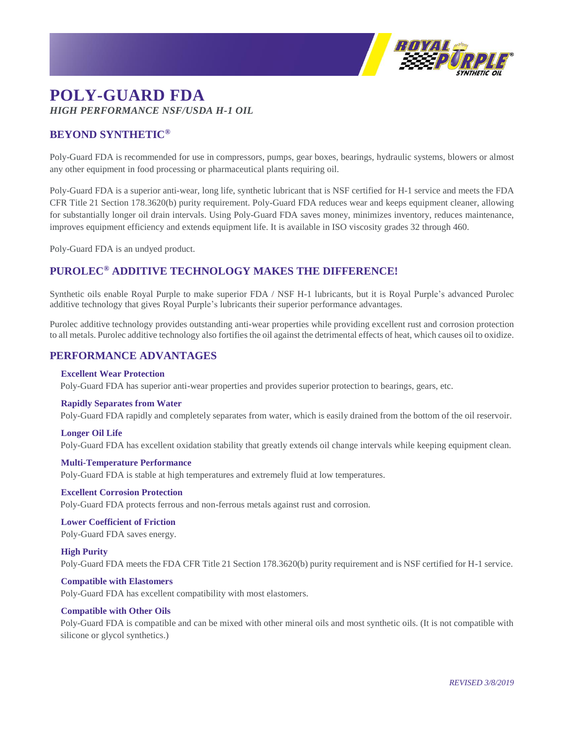# POLY-GUARD FDA

*HIGH PERFORMANCE NSF/USDA H-1 OIL*

## BEYOND SYNTHETIC®

Poly-Guard FDA is recommended for use in compressors, pumps, gear boxes, bearings, hydraulic systems, blowers or almost any other equipment in food processing or pharmaceutical plants requiring oil.

Poly-Guard FDA is a superior anti-wear, long life, synthetic lubricant that is NSF certified for H-1 service and meets the FDA CFR Title 21 Section 178.3620(b) purity requirement. Poly-Guard FDA reduces wear and keeps equipment cleaner, allowing for substantially longer oil drain intervals. Using Poly-Guard FDA saves money, minimizes inventory, reduces maintenance, improves equipment efficiency and extends equipment life. It is available in ISO viscosity grades 32 through 460.

Poly-Guard FDA is an undyed product.

## PUROLEC® ADDITIVE TECHNOLOGY MAKES THE DIFFERENCE!

Synthetic oils enable Royal Purple to make superior FDA / NSF H-1 lubricants, but it is Royal Purple's advanced Purolec additive technology that gives Royal Purple's lubricants their superior performance advantages.

Purolec additive technology provides outstanding anti-wear properties while providing excellent rust and corrosion protection to all metals. Purolec additive technology also fortifies the oil against the detrimental effects of heat, which causes oil to oxidize.

## PERFORMANCE ADVANTAGES

**Excellent Wear Protection**

Poly-Guard FDA has superior anti-wear properties and provides superior protection to bearings, gears, etc.

**Rapidly Separates from Water**

Poly-Guard FDA rapidly and completely separates from water, which is easily drained from the bottom of the oil reservoir.

**Longer Oil Life**

Poly-Guard FDA has excellent oxidation stability that greatly extends oil change intervals while keeping equipment clean.

**Multi-Temperature Performance**

Poly-Guard FDA is stable at high temperatures and extremely fluid at low temperatures.

**Excellent Corrosion Protection**

Poly-Guard FDA protects ferrous and non-ferrous metals against rust and corrosion.

**Lower Coefficient of Friction**

Poly-Guard FDA saves energy.

**High Purity**

Poly-Guard FDA meets the FDA CFR Title 21 Section 178.3620(b) purity requirement and is NSF certified for H-1 service.

**Compatible with Elastomers**

Poly-Guard FDA has excellent compatibility with most elastomers.

**Compatible with Other Oils**

Poly-Guard FDA is compatible and can be mixed with other mineral oils and most synthetic oils. (It is not compatible with silicone or glycol synthetics.)

*REVISED 3/8/2019*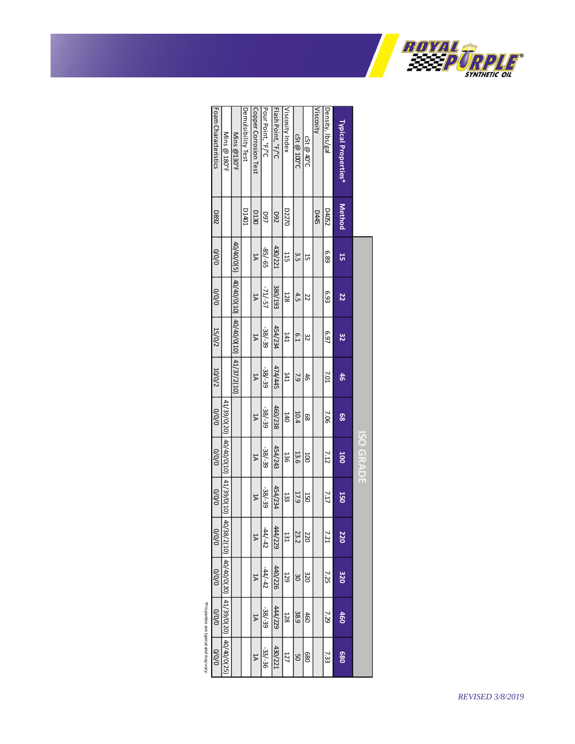| Typical Properties* | Method | ISO GRADE | | | | | | | | | | |
|---|---|---|---|---|---|---|---|---|---|---|---|---|
| | | 15 | 22 | 32 | 46 | 68 | 100 | 150 | 220 | 320 | 460 | 680 |
| Density, lbs/gal | D4052 | 6.89 | 6.93 | 6.97 | 7.01 | 7.06 | 7.12 | 7.17 | 7.21 | 7.25 | 7.29 | 7.33 |
| Viscosity | D445 | | | | | | | | | | | |
| cSt @ 40°C | | 15 | 22 | 32 | 46 | 68 | 100 | 150 | 220 | 320 | 460 | 680 |
| cSt @ 100°C | | 3.5 | 4.5 | 6.1 | 7.9 | 10.4 | 13.6 | 17.9 | 23.2 | 30 | 38.9 | 50 |
| Viscosity Index | D2270 | 115 | 128 | 141 | 141 | 140 | 136 | 133 | 131 | 129 | 128 | 127 |
| Flash Point, °F/°C | D92 | 430/221 | 380/193 | 454/234 | 474/445 | 460/238 | 454/243 | 454/234 | 444/229 | 440/226 | 444/229 | 430/221 |
| Pour Point, °F/°C | D97 | -85/-65 | -71/-57 | -38/-39 | -38/-39 | -38/-39 | -38/-39 | -38/-39 | -44/-42 | -44/-42 | -38/-39 | -33/-36 |
| Copper Corrosion Test | D130 | 1A | 1A | 1A | 1A | 1A | 1A | 1A | 1A | 1A | 1A | 1A |
| Demulsibility Test | D1401 | | | | | | | | | | | |
| Mins @130°F | | 40/40/0(5) | 40/40/0(10) | 40/40/0(10) | 41/37/2(10) | | | | | | | |
| Mins @ 180°F | | | | | | 41/39/0(20) | 40/40/0(10) | 41/39/0(10) | 40/38/2(10) | 40/40/0(20) | 41/39/0(20) | 40/40/0(25) |
| Foam Characteristics | D892 | 0/0/0 | 0/0/0 | 15/0/2 | 10/0/2 | 0/0/0 | 0/0/0 | 0/0/0 | 0/0/0 | 0/0/0 | 0/0/0 | 0/0/0 |

*Properties are typical and may vary.

*REVISED 3/8/2019*